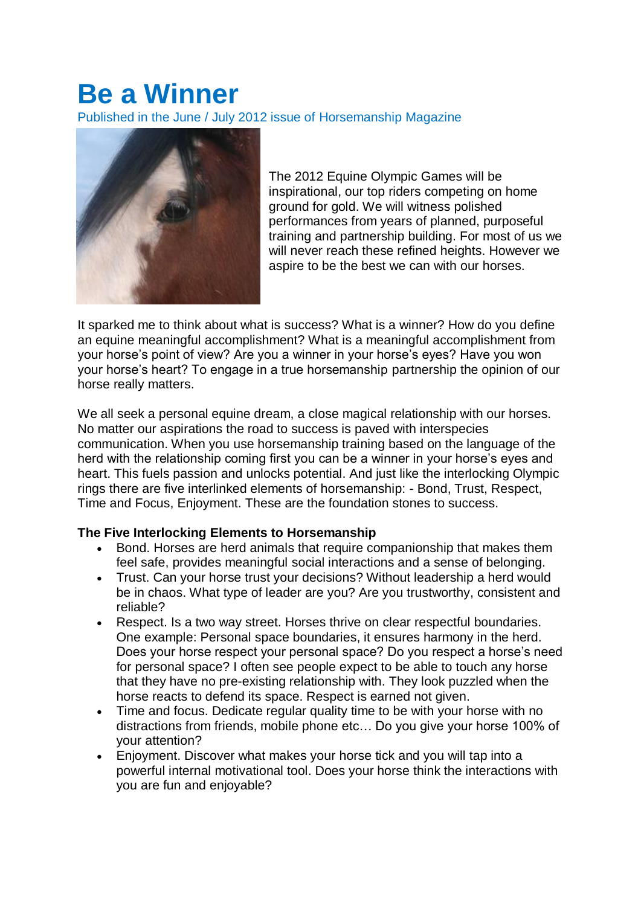# Be a Winner

Published in the June / July 2012 issue of Horsemanship Magazine

The 2012 Equine Olympic Games will be inspirational, our top riders competing on home ground for gold. We will witness polished performances from years of planned, purposeful training and partnership building. For most of us we will never reach these refined heights. However we aspire to be the best we can with our horses.

It sparked me to think about what is success? What is a winner? How do you define an equine meaningful accomplishment? What is a meaningful accomplishment from your horse's point of view? Are you a winner in your horse's eyes? Have you won your horse's heart? To engage in a true horsemanship partnership the opinion of our horse really matters.

We all seek a personal equine dream, a close magical relationship with our horses. No matter our aspirations the road to success is paved with interspecies communication. When you use horsemanship training based on the language of the herd with the relationship coming first you can be a winner in your horse's eyes and heart. This fuels passion and unlocks potential. And just like the interlocking Olympic rings there are five interlinked elements of horsemanship: - Bond, Trust, Respect, Time and Focus, Enjoyment. These are the foundation stones to success.

**The Five Interlocking Elements to Horsemanship**

- Bond. Horses are herd animals that require companionship that makes them feel safe, provides meaningful social interactions and a sense of belonging.
- Trust. Can your horse trust your decisions? Without leadership a herd would be in chaos. What type of leader are you? Are you trustworthy, consistent and reliable?
- Respect. Is a two way street. Horses thrive on clear respectful boundaries. One example: Personal space boundaries, it ensures harmony in the herd. Does your horse respect your personal space? Do you respect a horse's need for personal space? I often see people expect to be able to touch any horse that they have no pre-existing relationship with. They look puzzled when the horse reacts to defend its space. Respect is earned not given.
- Time and focus. Dedicate regular quality time to be with your horse with no distractions from friends, mobile phone etc… Do you give your horse 100% of your attention?
- Enjoyment. Discover what makes your horse tick and you will tap into a powerful internal motivational tool. Does your horse think the interactions with you are fun and enjoyable?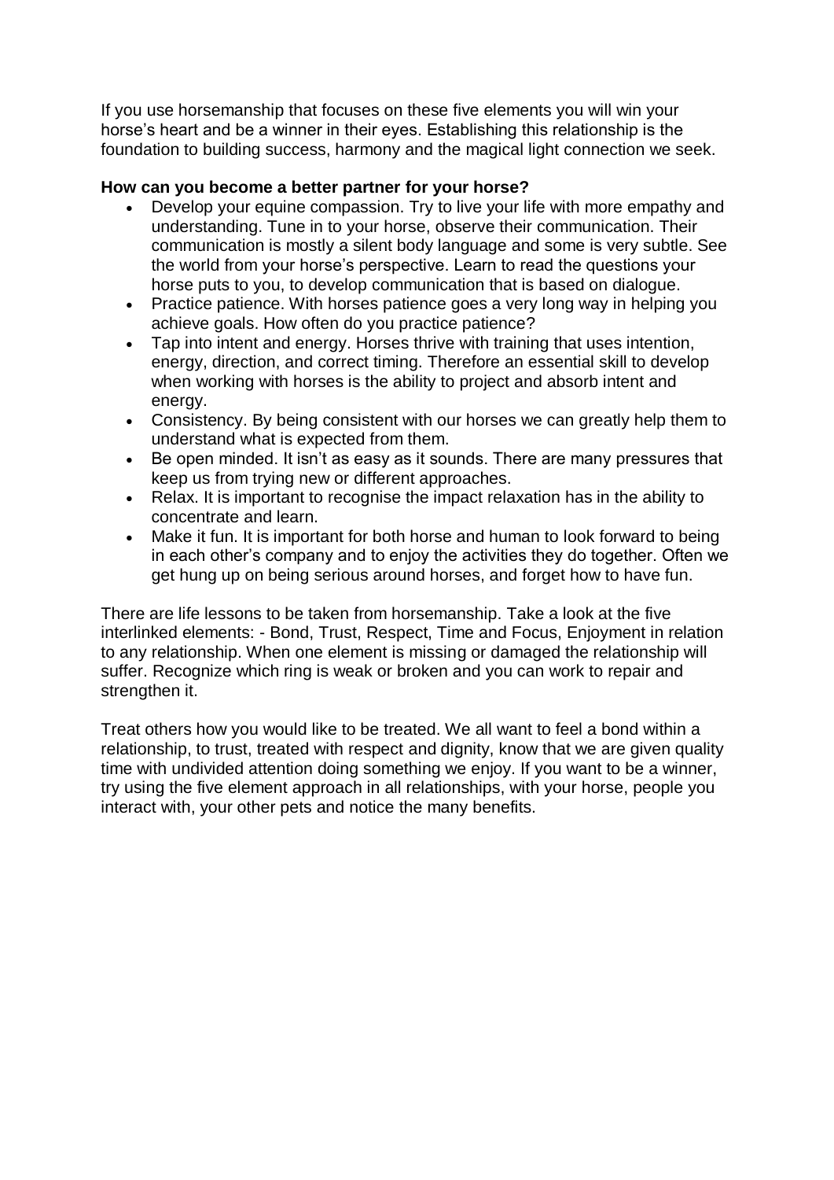If you use horsemanship that focuses on these five elements you will win your horse's heart and be a winner in their eyes. Establishing this relationship is the foundation to building success, harmony and the magical light connection we seek.

**How can you become a better partner for your horse?**

- Develop your equine compassion. Try to live your life with more empathy and understanding. Tune in to your horse, observe their communication. Their communication is mostly a silent body language and some is very subtle. See the world from your horse's perspective. Learn to read the questions your horse puts to you, to develop communication that is based on dialogue.
- Practice patience. With horses patience goes a very long way in helping you achieve goals. How often do you practice patience?
- Tap into intent and energy. Horses thrive with training that uses intention, energy, direction, and correct timing. Therefore an essential skill to develop when working with horses is the ability to project and absorb intent and energy.
- Consistency. By being consistent with our horses we can greatly help them to understand what is expected from them.
- Be open minded. It isn't as easy as it sounds. There are many pressures that keep us from trying new or different approaches.
- Relax. It is important to recognise the impact relaxation has in the ability to concentrate and learn.
- Make it fun. It is important for both horse and human to look forward to being in each other's company and to enjoy the activities they do together. Often we get hung up on being serious around horses, and forget how to have fun.

There are life lessons to be taken from horsemanship. Take a look at the five interlinked elements: - Bond, Trust, Respect, Time and Focus, Enjoyment in relation to any relationship. When one element is missing or damaged the relationship will suffer. Recognize which ring is weak or broken and you can work to repair and strengthen it.

Treat others how you would like to be treated. We all want to feel a bond within a relationship, to trust, treated with respect and dignity, know that we are given quality time with undivided attention doing something we enjoy. If you want to be a winner, try using the five element approach in all relationships, with your horse, people you interact with, your other pets and notice the many benefits.